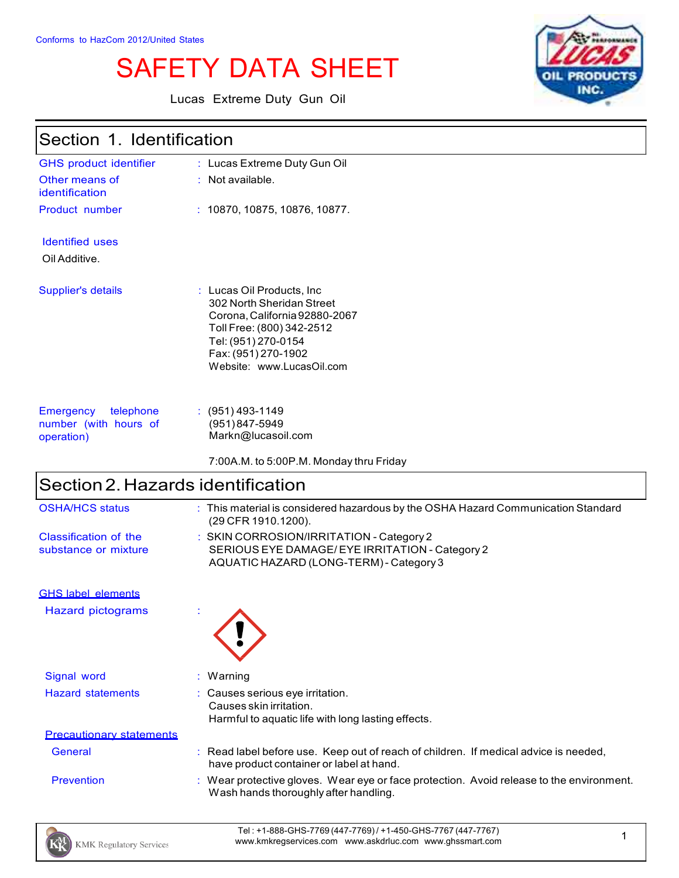Conforms to HazCom 2012/United States

# SAFETY DATA SHEET

Lucas Extreme Duty Gun Oil

## Section 1. Identification

| | |
|---|---|
| GHS product identifier | : Lucas Extreme Duty Gun Oil |
| Other means of identification | : Not available. |
| Product number | : 10870, 10875, 10876, 10877. |

**Identified uses**

Oil Additive.

| | |
|---|---|
| Supplier's details | : Lucas Oil Products, Inc<br>302 North Sheridan Street<br>Corona, California 92880-2067<br>Toll Free: (800) 342-2512<br>Tel: (951) 270-0154<br>Fax: (951) 270-1902<br>Website: www.LucasOil.com |
| Emergency telephone number (with hours of operation) | : (951) 493-1149<br>(951) 847-5949<br>Markn@lucasoil.com<br><br>7:00A.M. to 5:00P.M. Monday thru Friday |

## Section 2. Hazards identification

| | |
|---|---|
| OSHA/HCS status | : This material is considered hazardous by the OSHA Hazard Communication Standard (29 CFR 1910.1200). |
| Classification of the substance or mixture | : SKIN CORROSION/IRRITATION - Category 2<br>SERIOUS EYE DAMAGE/ EYE IRRITATION - Category 2<br>AQUATIC HAZARD (LONG-TERM) - Category 3 |

**GHS label elements**

| | |
|---|---|
| Hazard pictograms | : |
| Signal word | : Warning |
| Hazard statements | : Causes serious eye irritation.<br>Causes skin irritation.<br>Harmful to aquatic life with long lasting effects. |

**Precautionary statements**

| | |
|---|---|
| General | : Read label before use. Keep out of reach of children. If medical advice is needed, have product container or label at hand. |
| Prevention | : Wear protective gloves. Wear eye or face protection. Avoid release to the environment. Wash hands thoroughly after handling. |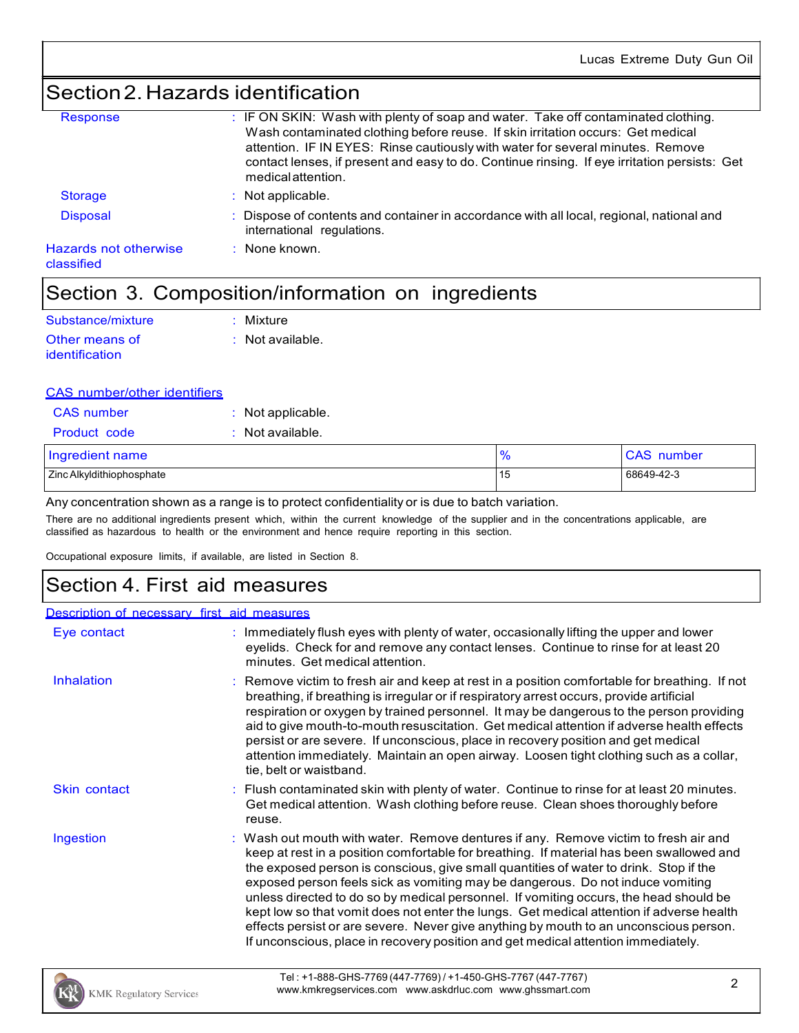## Section 2. Hazards identification

Response : IF ON SKIN: Wash with plenty of soap and water. Take off contaminated clothing. Wash contaminated clothing before reuse. If skin irritation occurs: Get medical attention. IF IN EYES: Rinse cautiously with water for several minutes. Remove contact lenses, if present and easy to do. Continue rinsing. If eye irritation persists: Get medical attention.

Storage : Not applicable.

Disposal : Dispose of contents and container in accordance with all local, regional, national and international regulations.

Hazards not otherwise classified : None known.

## Section 3. Composition/information on ingredients

Substance/mixture : Mixture

Other means of identification : Not available.

CAS number/other identifiers

CAS number : Not applicable.

Product code : Not available.

| Ingredient name | % | CAS number |
|---|---|---|
| Zinc Alkyldithiophosphate | 15 | 68649-42-3 |

Any concentration shown as a range is to protect confidentiality or is due to batch variation.

There are no additional ingredients present which, within the current knowledge of the supplier and in the concentrations applicable, are classified as hazardous to health or the environment and hence require reporting in this section.

Occupational exposure limits, if available, are listed in Section 8.

## Section 4. First aid measures

Description of necessary first aid measures

Eye contact : Immediately flush eyes with plenty of water, occasionally lifting the upper and lower eyelids. Check for and remove any contact lenses. Continue to rinse for at least 20 minutes. Get medical attention.

Inhalation : Remove victim to fresh air and keep at rest in a position comfortable for breathing. If not breathing, if breathing is irregular or if respiratory arrest occurs, provide artificial respiration or oxygen by trained personnel. It may be dangerous to the person providing aid to give mouth-to-mouth resuscitation. Get medical attention if adverse health effects persist or are severe. If unconscious, place in recovery position and get medical attention immediately. Maintain an open airway. Loosen tight clothing such as a collar, tie, belt or waistband.

Skin contact : Flush contaminated skin with plenty of water. Continue to rinse for at least 20 minutes. Get medical attention. Wash clothing before reuse. Clean shoes thoroughly before reuse.

Ingestion : Wash out mouth with water. Remove dentures if any. Remove victim to fresh air and keep at rest in a position comfortable for breathing. If material has been swallowed and the exposed person is conscious, give small quantities of water to drink. Stop if the exposed person feels sick as vomiting may be dangerous. Do not induce vomiting unless directed to do so by medical personnel. If vomiting occurs, the head should be kept low so that vomit does not enter the lungs. Get medical attention if adverse health effects persist or are severe. Never give anything by mouth to an unconscious person. If unconscious, place in recovery position and get medical attention immediately.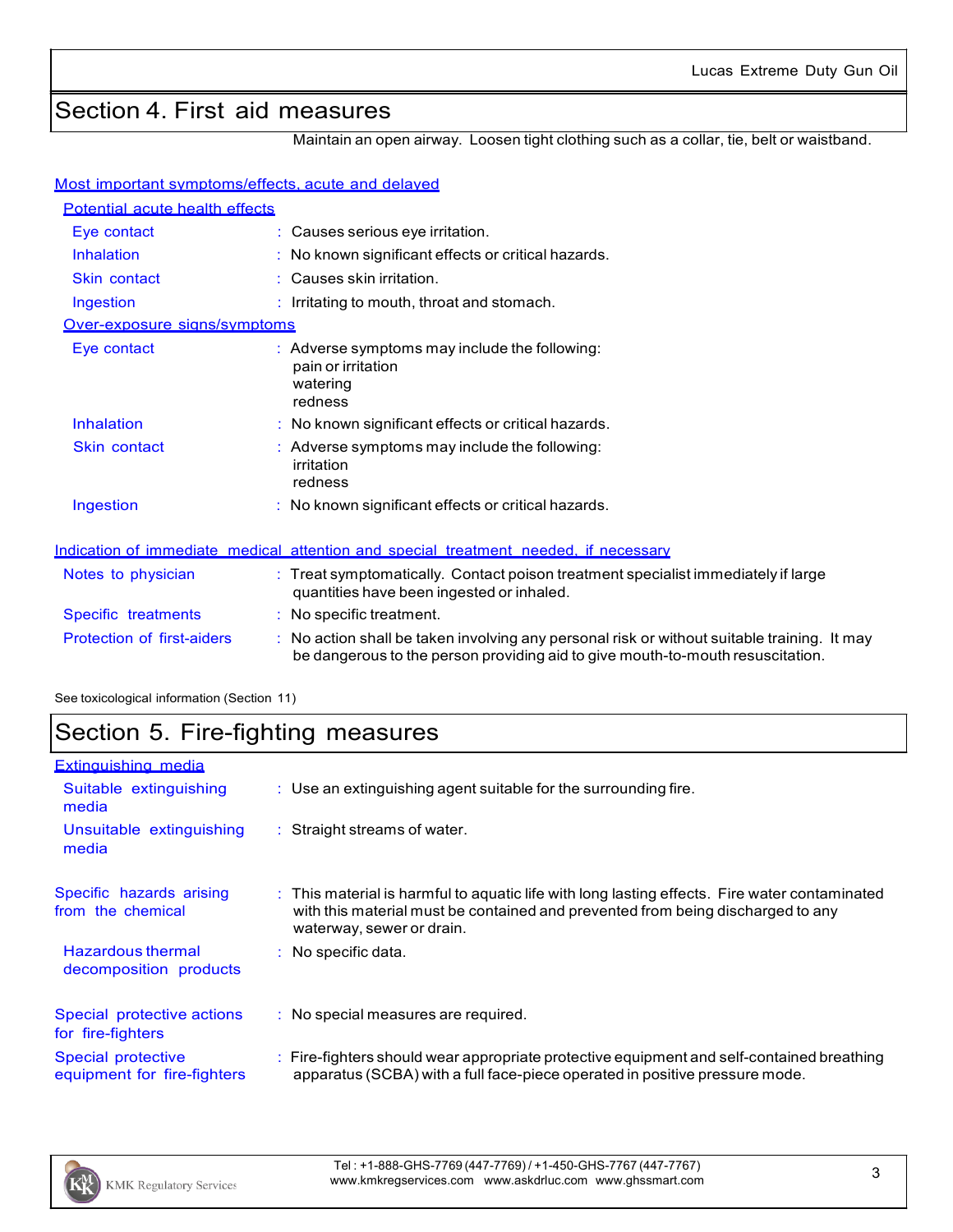## Section 4. First aid measures

Maintain an open airway. Loosen tight clothing such as a collar, tie, belt or waistband.

### Most important symptoms/effects, acute and delayed

**Potential acute health effects**

| | |
|---|---|
| Eye contact | Causes serious eye irritation. |
| Inhalation | No known significant effects or critical hazards. |
| Skin contact | Causes skin irritation. |
| Ingestion | Irritating to mouth, throat and stomach. |

**Over-exposure signs/symptoms**

| | |
|---|---|
| Eye contact | Adverse symptoms may include the following: pain or irritation, watering, redness |
| Inhalation | No known significant effects or critical hazards. |
| Skin contact | Adverse symptoms may include the following: irritation, redness |
| Ingestion | No known significant effects or critical hazards. |

### Indication of immediate medical attention and special treatment needed, if necessary

| | |
|---|---|
| Notes to physician | Treat symptomatically. Contact poison treatment specialist immediately if large quantities have been ingested or inhaled. |
| Specific treatments | No specific treatment. |
| Protection of first-aiders | No action shall be taken involving any personal risk or without suitable training. It may be dangerous to the person providing aid to give mouth-to-mouth resuscitation. |

See toxicological information (Section 11)

## Section 5. Fire-fighting measures

### Extinguishing media

| | |
|---|---|
| Suitable extinguishing media | Use an extinguishing agent suitable for the surrounding fire. |
| Unsuitable extinguishing media | Straight streams of water. |

| | |
|---|---|
| Specific hazards arising from the chemical | This material is harmful to aquatic life with long lasting effects. Fire water contaminated with this material must be contained and prevented from being discharged to any waterway, sewer or drain. |
| Hazardous thermal decomposition products | No specific data. |
| Special protective actions for fire-fighters | No special measures are required. |
| Special protective equipment for fire-fighters | Fire-fighters should wear appropriate protective equipment and self-contained breathing apparatus (SCBA) with a full face-piece operated in positive pressure mode. |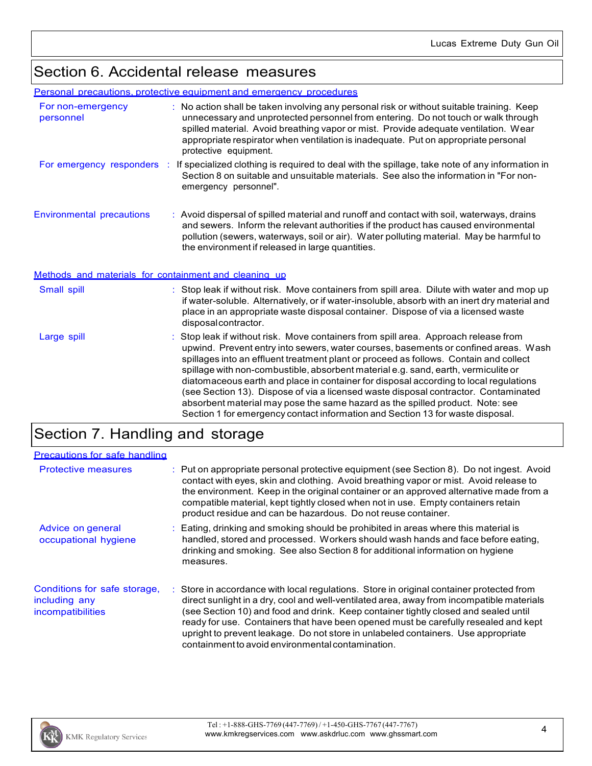## Section 6. Accidental release measures

### Personal precautions, protective equipment and emergency procedures

**For non-emergency personnel** : No action shall be taken involving any personal risk or without suitable training. Keep unnecessary and unprotected personnel from entering. Do not touch or walk through spilled material. Avoid breathing vapor or mist. Provide adequate ventilation. Wear appropriate respirator when ventilation is inadequate. Put on appropriate personal protective equipment.

**For emergency responders** : If specialized clothing is required to deal with the spillage, take note of any information in Section 8 on suitable and unsuitable materials. See also the information in "For non-emergency personnel".

**Environmental precautions** : Avoid dispersal of spilled material and runoff and contact with soil, waterways, drains and sewers. Inform the relevant authorities if the product has caused environmental pollution (sewers, waterways, soil or air). Water polluting material. May be harmful to the environment if released in large quantities.

### Methods and materials for containment and cleaning up

**Small spill** : Stop leak if without risk. Move containers from spill area. Dilute with water and mop up if water-soluble. Alternatively, or if water-insoluble, absorb with an inert dry material and place in an appropriate waste disposal container. Dispose of via a licensed waste disposal contractor.

**Large spill** : Stop leak if without risk. Move containers from spill area. Approach release from upwind. Prevent entry into sewers, water courses, basements or confined areas. Wash spillages into an effluent treatment plant or proceed as follows. Contain and collect spillage with non-combustible, absorbent material e.g. sand, earth, vermiculite or diatomaceous earth and place in container for disposal according to local regulations (see Section 13). Dispose of via a licensed waste disposal contractor. Contaminated absorbent material may pose the same hazard as the spilled product. Note: see Section 1 for emergency contact information and Section 13 for waste disposal.

## Section 7. Handling and storage

### Precautions for safe handling

**Protective measures** : Put on appropriate personal protective equipment (see Section 8). Do not ingest. Avoid contact with eyes, skin and clothing. Avoid breathing vapor or mist. Avoid release to the environment. Keep in the original container or an approved alternative made from a compatible material, kept tightly closed when not in use. Empty containers retain product residue and can be hazardous. Do not reuse container.

**Advice on general occupational hygiene** : Eating, drinking and smoking should be prohibited in areas where this material is handled, stored and processed. Workers should wash hands and face before eating, drinking and smoking. See also Section 8 for additional information on hygiene measures.

**Conditions for safe storage, including any incompatibilities** : Store in accordance with local regulations. Store in original container protected from direct sunlight in a dry, cool and well-ventilated area, away from incompatible materials (see Section 10) and food and drink. Keep container tightly closed and sealed until ready for use. Containers that have been opened must be carefully resealed and kept upright to prevent leakage. Do not store in unlabeled containers. Use appropriate containment to avoid environmental contamination.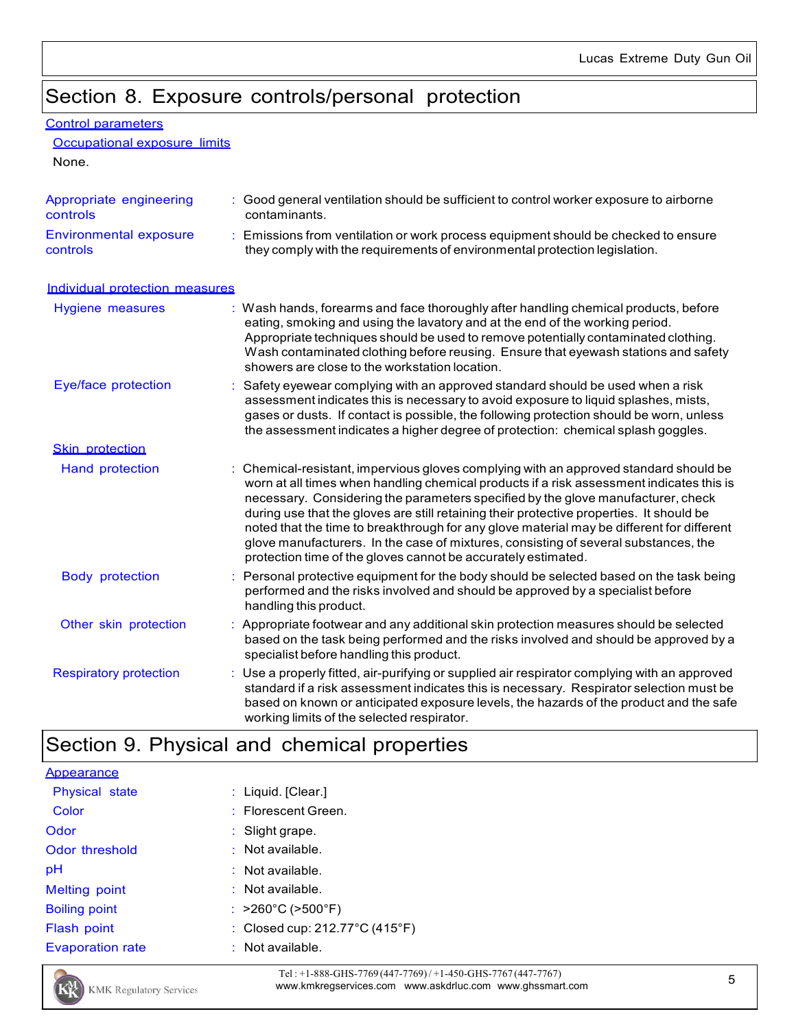## Section 8. Exposure controls/personal protection

### Control parameters

#### Occupational exposure limits

None.

**Appropriate engineering controls** : Good general ventilation should be sufficient to control worker exposure to airborne contaminants.

**Environmental exposure controls** : Emissions from ventilation or work process equipment should be checked to ensure they comply with the requirements of environmental protection legislation.

### Individual protection measures

**Hygiene measures** : Wash hands, forearms and face thoroughly after handling chemical products, before eating, smoking and using the lavatory and at the end of the working period. Appropriate techniques should be used to remove potentially contaminated clothing. Wash contaminated clothing before reusing. Ensure that eyewash stations and safety showers are close to the workstation location.

**Eye/face protection** : Safety eyewear complying with an approved standard should be used when a risk assessment indicates this is necessary to avoid exposure to liquid splashes, mists, gases or dusts. If contact is possible, the following protection should be worn, unless the assessment indicates a higher degree of protection: chemical splash goggles.

#### Skin protection

**Hand protection** : Chemical-resistant, impervious gloves complying with an approved standard should be worn at all times when handling chemical products if a risk assessment indicates this is necessary. Considering the parameters specified by the glove manufacturer, check during use that the gloves are still retaining their protective properties. It should be noted that the time to breakthrough for any glove material may be different for different glove manufacturers. In the case of mixtures, consisting of several substances, the protection time of the gloves cannot be accurately estimated.

**Body protection** : Personal protective equipment for the body should be selected based on the task being performed and the risks involved and should be approved by a specialist before handling this product.

**Other skin protection** : Appropriate footwear and any additional skin protection measures should be selected based on the task being performed and the risks involved and should be approved by a specialist before handling this product.

**Respiratory protection** : Use a properly fitted, air-purifying or supplied air respirator complying with an approved standard if a risk assessment indicates this is necessary. Respirator selection must be based on known or anticipated exposure levels, the hazards of the product and the safe working limits of the selected respirator.

## Section 9. Physical and chemical properties

### Appearance

**Physical state** : Liquid. [Clear.]

**Color** : Florescent Green.

**Odor** : Slight grape.

**Odor threshold** : Not available.

**pH** : Not available.

**Melting point** : Not available.

**Boiling point** : >260°C (>500°F)

**Flash point** : Closed cup: 212.77°C (415°F)

**Evaporation rate** : Not available.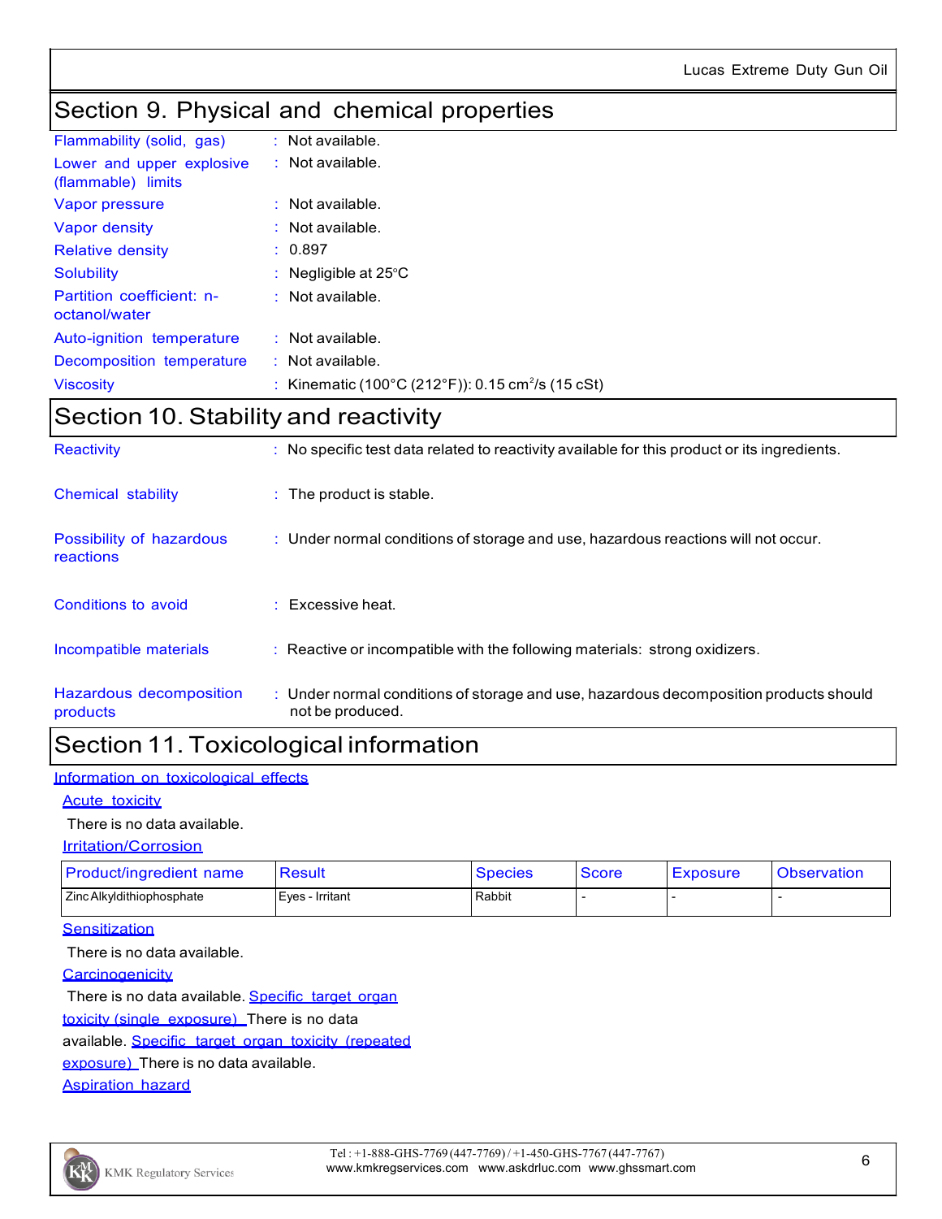## Section 9. Physical and chemical properties

| | |
|---|---|
| Flammability (solid, gas) | : Not available. |
| Lower and upper explosive (flammable) limits | : Not available. |
| Vapor pressure | : Not available. |
| Vapor density | : Not available. |
| Relative density | : 0.897 |
| Solubility | : Negligible at 25°C |
| Partition coefficient: n-octanol/water | : Not available. |
| Auto-ignition temperature | : Not available. |
| Decomposition temperature | : Not available. |
| Viscosity | : Kinematic (100°C (212°F)): 0.15 $cm^2/s$ (15 cSt) |

## Section 10. Stability and reactivity

| | |
|---|---|
| Reactivity | : No specific test data related to reactivity available for this product or its ingredients. |
| Chemical stability | : The product is stable. |
| Possibility of hazardous reactions | : Under normal conditions of storage and use, hazardous reactions will not occur. |
| Conditions to avoid | : Excessive heat. |
| Incompatible materials | : Reactive or incompatible with the following materials: strong oxidizers. |
| Hazardous decomposition products | : Under normal conditions of storage and use, hazardous decomposition products should not be produced. |

## Section 11. Toxicological information

### Information on toxicological effects

**Acute toxicity**

There is no data available.

**Irritation/Corrosion**

| Product/ingredient name | Result | Species | Score | Exposure | Observation |
|---|---|---|---|---|---|
| Zinc Alkyldithiophosphate | Eyes - Irritant | Rabbit | - | - | - |

**Sensitization**

There is no data available.

**Carcinogenicity**

There is no data available.

**Specific target organ toxicity (single exposure)**

There is no data available.

**Specific target organ toxicity (repeated exposure)**

There is no data available.

**Aspiration hazard**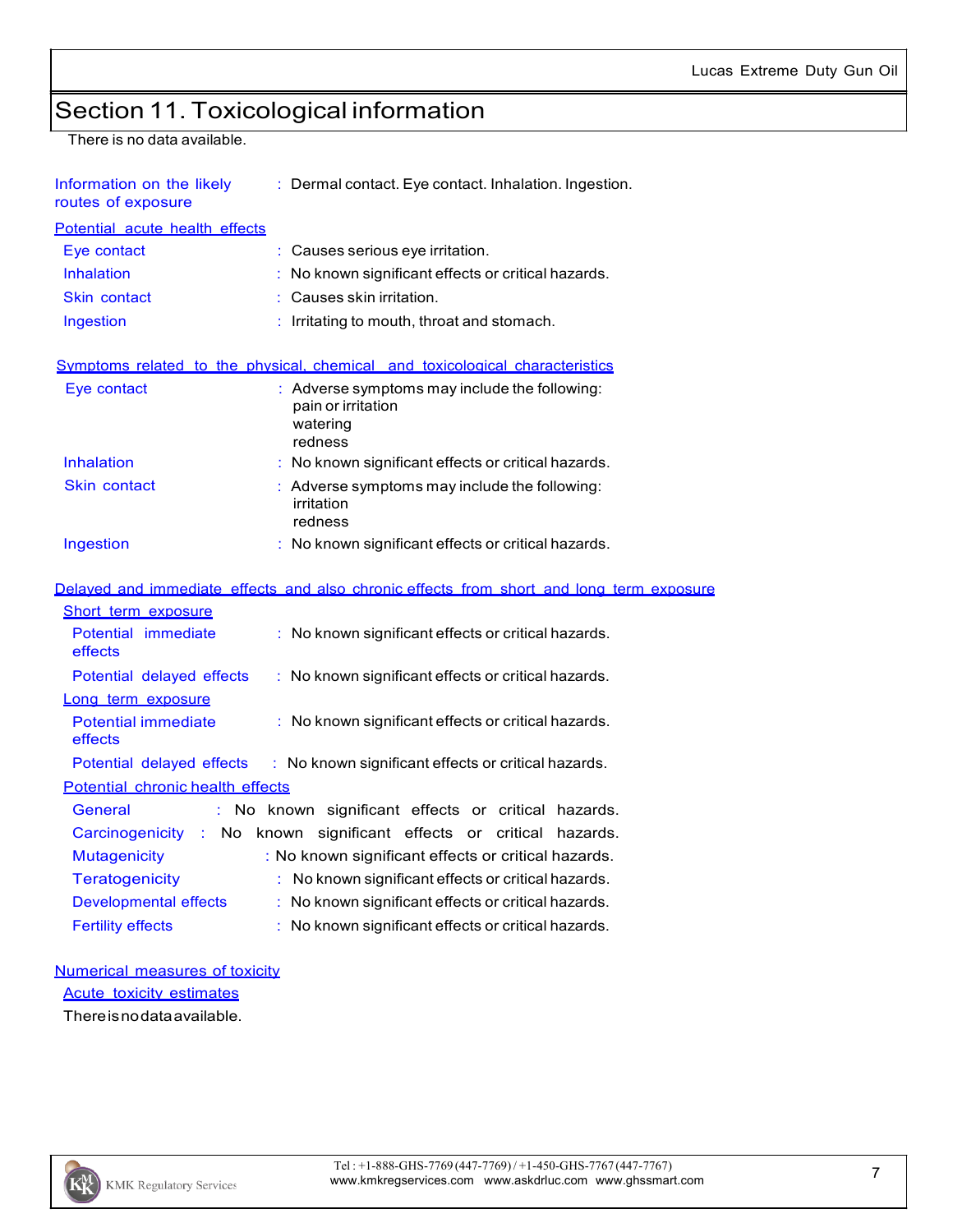# Section 11. Toxicological information

There is no data available.

**Information on the likely routes of exposure** : Dermal contact. Eye contact. Inhalation. Ingestion.

**Potential acute health effects**

| | |
|---|---|
| Eye contact | : Causes serious eye irritation. |
| Inhalation | : No known significant effects or critical hazards. |
| Skin contact | : Causes skin irritation. |
| Ingestion | : Irritating to mouth, throat and stomach. |

**Symptoms related to the physical, chemical and toxicological characteristics**

| | |
|---|---|
| Eye contact | : Adverse symptoms may include the following:<br>pain or irritation<br>watering<br>redness |
| Inhalation | : No known significant effects or critical hazards. |
| Skin contact | : Adverse symptoms may include the following:<br>irritation<br>redness |
| Ingestion | : No known significant effects or critical hazards. |

**Delayed and immediate effects and also chronic effects from short and long term exposure**

**Short term exposure**

| | |
|---|---|
| Potential immediate effects | : No known significant effects or critical hazards. |
| Potential delayed effects | : No known significant effects or critical hazards. |

**Long term exposure**

| | |
|---|---|
| Potential immediate effects | : No known significant effects or critical hazards. |
| Potential delayed effects | : No known significant effects or critical hazards. |

**Potential chronic health effects**

| | |
|---|---|
| General | : No known significant effects or critical hazards. |
| Carcinogenicity | : No known significant effects or critical hazards. |
| Mutagenicity | : No known significant effects or critical hazards. |
| Teratogenicity | : No known significant effects or critical hazards. |
| Developmental effects | : No known significant effects or critical hazards. |
| Fertility effects | : No known significant effects or critical hazards. |

**Numerical measures of toxicity**

**Acute toxicity estimates**

There is no data available.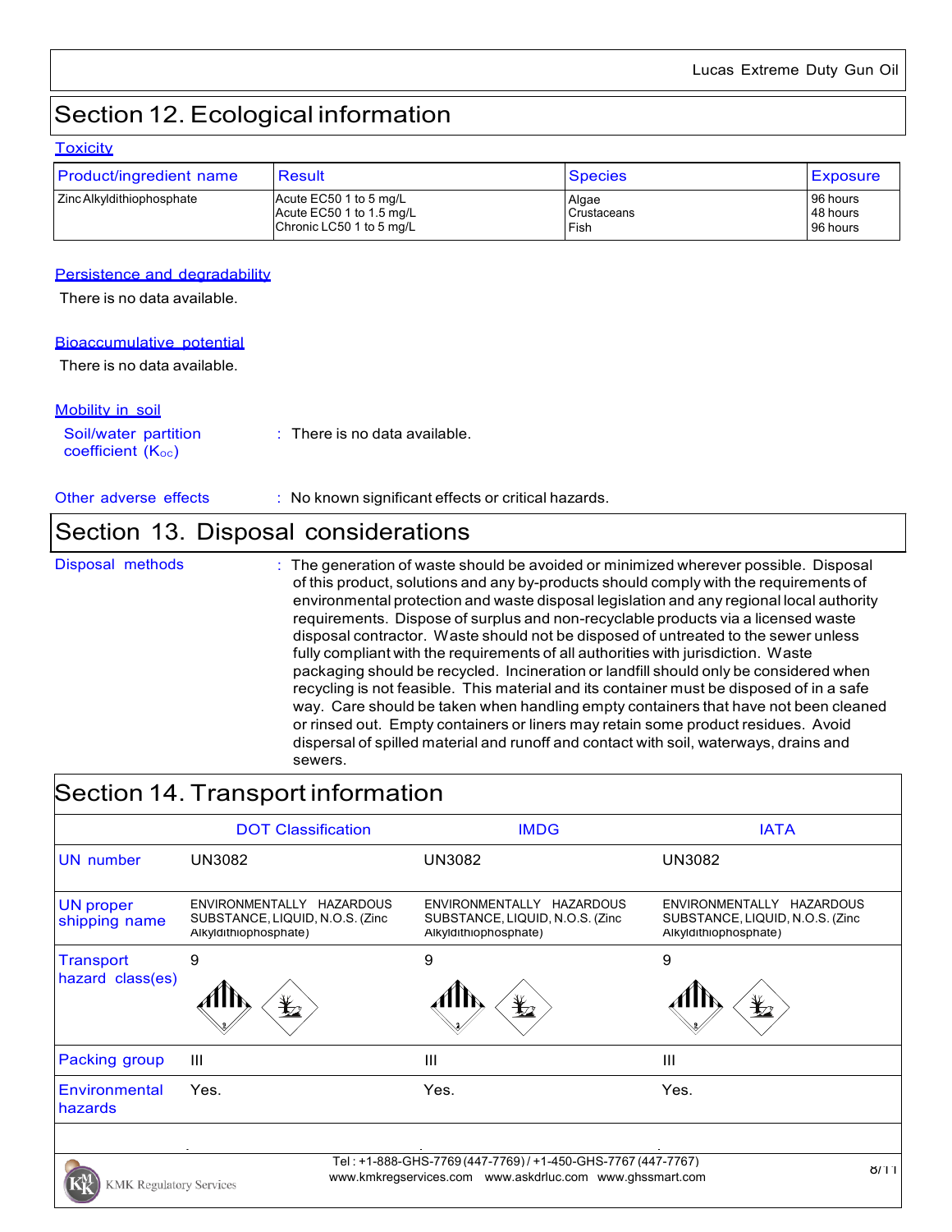## Section 12. Ecological information

### Toxicity

| Product/ingredient name | Result | Species | Exposure |
|---|---|---|---|
| Zinc Alkyldithiophosphate | Acute EC50 1 to 5 mg/L<br>Acute EC50 1 to 1.5 mg/L<br>Chronic LC50 1 to 5 mg/L | Algae<br>Crustaceans<br>Fish | 96 hours<br>48 hours<br>96 hours |

### Persistence and degradability

There is no data available.

### Bioaccumulative potential

There is no data available.

### Mobility in soil

**Soil/water partition coefficient ($K_{OC}$)** : There is no data available.

**Other adverse effects** : No known significant effects or critical hazards.

## Section 13. Disposal considerations

**Disposal methods** : The generation of waste should be avoided or minimized wherever possible. Disposal of this product, solutions and any by-products should comply with the requirements of environmental protection and waste disposal legislation and any regional local authority requirements. Dispose of surplus and non-recyclable products via a licensed waste disposal contractor. Waste should not be disposed of untreated to the sewer unless fully compliant with the requirements of all authorities with jurisdiction. Waste packaging should be recycled. Incineration or landfill should only be considered when recycling is not feasible. This material and its container must be disposed of in a safe way. Care should be taken when handling empty containers that have not been cleaned or rinsed out. Empty containers or liners may retain some product residues. Avoid dispersal of spilled material and runoff and contact with soil, waterways, drains and sewers.

## Section 14. Transport information

| | DOT Classification | IMDG | IATA |
|---|---|---|---|
| UN number | UN3082 | UN3082 | UN3082 |
| UN proper shipping name | ENVIRONMENTALLY HAZARDOUS SUBSTANCE, LIQUID, N.O.S. (Zinc Alkyldithiophosphate) | ENVIRONMENTALLY HAZARDOUS SUBSTANCE, LIQUID, N.O.S. (Zinc Alkyldithiophosphate) | ENVIRONMENTALLY HAZARDOUS SUBSTANCE, LIQUID, N.O.S. (Zinc Alkyldithiophosphate) |
| Transport hazard class(es) | 9 | 9 | 9 |
| Packing group | III | III | III |
| Environmental hazards | Yes. | Yes. | Yes. |

Tel : +1-888-GHS-7769 (447-7769) / +1-450-GHS-7767 (447-7767)
www.kmkregservices.com www.askdrluc.com www.ghssmart.com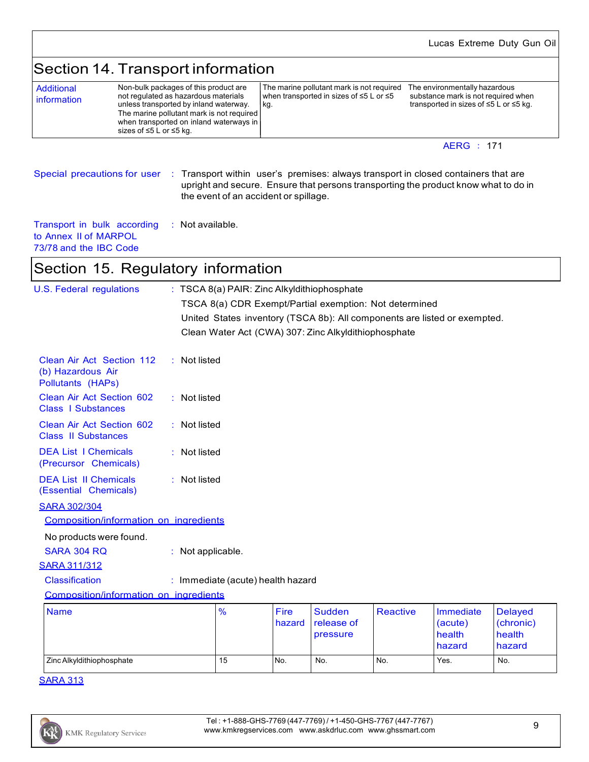## Section 14. Transport information

| Additional information | Non-bulk packages of this product are not regulated as hazardous materials unless transported by inland waterway. The marine pollutant mark is not required when transported on inland waterways in sizes of ≤5 L or ≤5 kg. | The marine pollutant mark is not required when transported in sizes of ≤5 L or ≤5 kg. | The environmentally hazardous substance mark is not required when transported in sizes of ≤5 L or ≤5 kg. |
|---|---|---|---|

AERG : 171

**Special precautions for user** : Transport within user's premises: always transport in closed containers that are upright and secure. Ensure that persons transporting the product know what to do in the event of an accident or spillage.

**Transport in bulk according to Annex II of MARPOL 73/78 and the IBC Code** : Not available.

## Section 15. Regulatory information

**U.S. Federal regulations** : TSCA 8(a) PAIR: Zinc Alkyldithiophosphate

TSCA 8(a) CDR Exempt/Partial exemption: Not determined

United States inventory (TSCA 8b): All components are listed or exempted.

Clean Water Act (CWA) 307: Zinc Alkyldithiophosphate

**Clean Air Act Section 112 (b) Hazardous Air Pollutants (HAPs)** : Not listed

**Clean Air Act Section 602 Class I Substances** : Not listed

**Clean Air Act Section 602 Class II Substances** : Not listed

**DEA List I Chemicals (Precursor Chemicals)** : Not listed

**DEA List II Chemicals (Essential Chemicals)** : Not listed

**SARA 302/304**

**Composition/information on ingredients**

No products were found.

**SARA 304 RQ** : Not applicable.

**SARA 311/312**

**Classification** : Immediate (acute) health hazard

**Composition/information on ingredients**

| Name | % | Fire hazard | Sudden release of pressure | Reactive | Immediate (acute) health hazard | Delayed (chronic) health hazard |
|---|---|---|---|---|---|---|
| Zinc Alkyldithiophosphate | 15 | No. | No. | No. | Yes. | No. |

**SARA 313**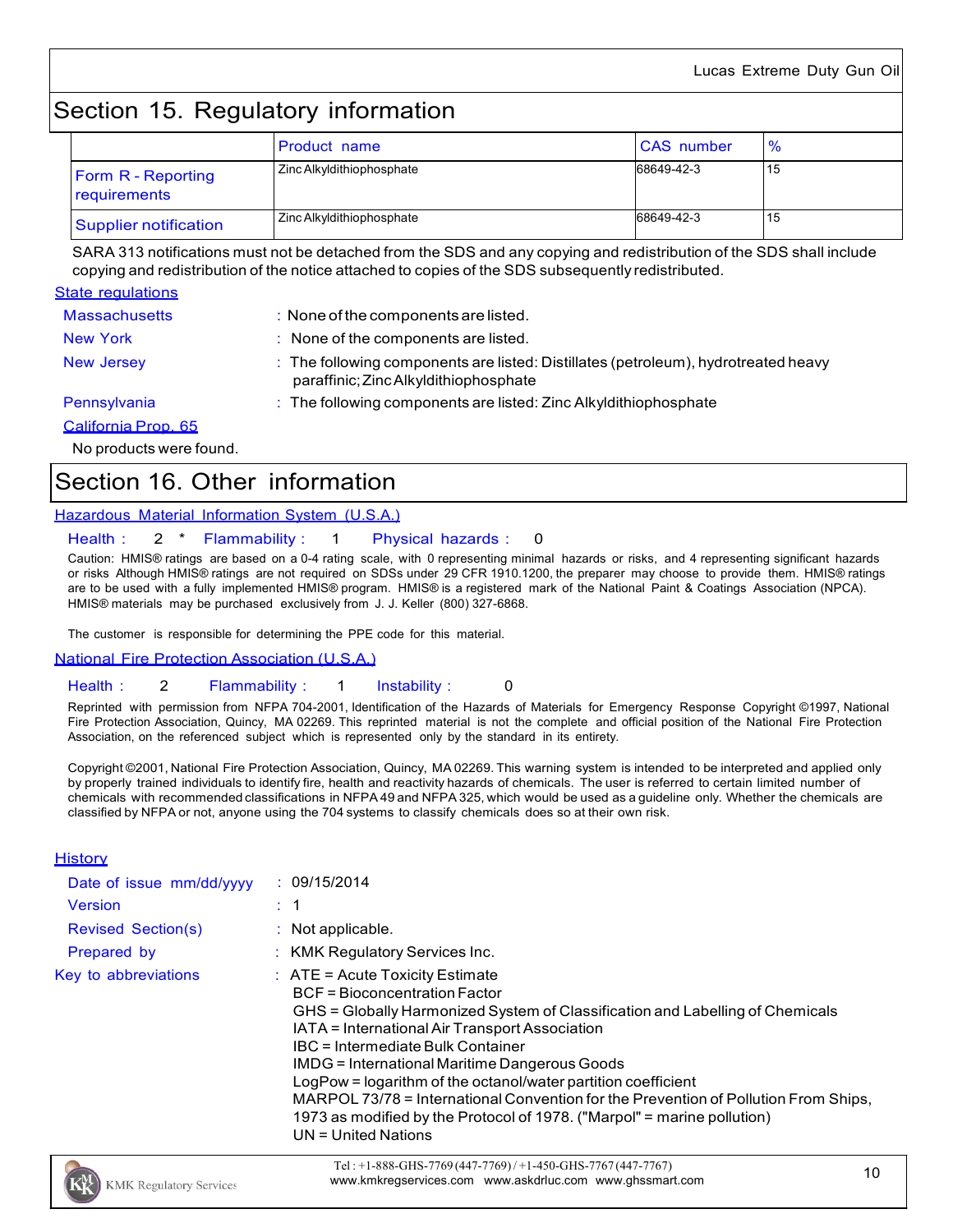## Section 15. Regulatory information

| | Product name | CAS number | % |
|---|---|---|---|
| Form R - Reporting requirements | Zinc Alkyldithiophosphate | 68649-42-3 | 15 |
| Supplier notification | Zinc Alkyldithiophosphate | 68649-42-3 | 15 |

SARA 313 notifications must not be detached from the SDS and any copying and redistribution of the SDS shall include copying and redistribution of the notice attached to copies of the SDS subsequently redistributed.

**State regulations**

Massachusetts : None of the components are listed.

New York : None of the components are listed.

New Jersey : The following components are listed: Distillates (petroleum), hydrotreated heavy paraffinic; Zinc Alkyldithiophosphate

Pennsylvania : The following components are listed: Zinc Alkyldithiophosphate

**California Prop. 65**

No products were found.

## Section 16. Other information

**Hazardous Material Information System (U.S.A.)**

Health : 2 * Flammability : 1 Physical hazards : 0

Caution: HMIS® ratings are based on a 0-4 rating scale, with 0 representing minimal hazards or risks, and 4 representing significant hazards or risks Although HMIS® ratings are not required on SDSs under 29 CFR 1910.1200, the preparer may choose to provide them. HMIS® ratings are to be used with a fully implemented HMIS® program. HMIS® is a registered mark of the National Paint & Coatings Association (NPCA). HMIS® materials may be purchased exclusively from J. J. Keller (800) 327-6868.

The customer is responsible for determining the PPE code for this material.

**National Fire Protection Association (U.S.A.)**

Health : 2 Flammability : 1 Instability : 0

Reprinted with permission from NFPA 704-2001, Identification of the Hazards of Materials for Emergency Response Copyright ©1997, National Fire Protection Association, Quincy, MA 02269. This reprinted material is not the complete and official position of the National Fire Protection Association, on the referenced subject which is represented only by the standard in its entirety.

Copyright ©2001, National Fire Protection Association, Quincy, MA 02269. This warning system is intended to be interpreted and applied only by properly trained individuals to identify fire, health and reactivity hazards of chemicals. The user is referred to certain limited number of chemicals with recommended classifications in NFPA 49 and NFPA 325, which would be used as a guideline only. Whether the chemicals are classified by NFPA or not, anyone using the 704 systems to classify chemicals does so at their own risk.

**History**

Date of issue mm/dd/yyyy : 09/15/2014

Version : 1

Revised Section(s) : Not applicable.

Prepared by : KMK Regulatory Services Inc.

Key to abbreviations : ATE = Acute Toxicity Estimate
BCF = Bioconcentration Factor
GHS = Globally Harmonized System of Classification and Labelling of Chemicals
IATA = International Air Transport Association
IBC = Intermediate Bulk Container
IMDG = International Maritime Dangerous Goods
LogPow = logarithm of the octanol/water partition coefficient
MARPOL 73/78 = International Convention for the Prevention of Pollution From Ships, 1973 as modified by the Protocol of 1978. ("Marpol" = marine pollution)
UN = United Nations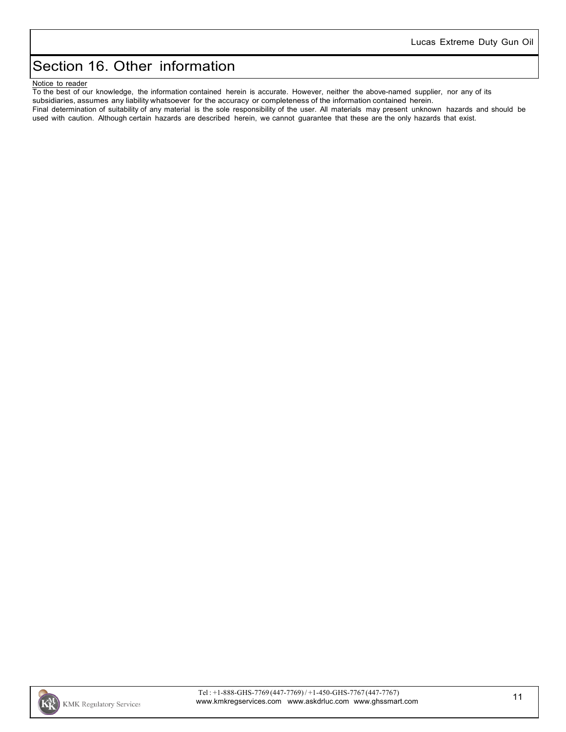# Section 16. Other information

Notice to reader

To the best of our knowledge, the information contained herein is accurate. However, neither the above-named supplier, nor any of its subsidiaries, assumes any liability whatsoever for the accuracy or completeness of the information contained herein.

Final determination of suitability of any material is the sole responsibility of the user. All materials may present unknown hazards and should be used with caution. Although certain hazards are described herein, we cannot guarantee that these are the only hazards that exist.